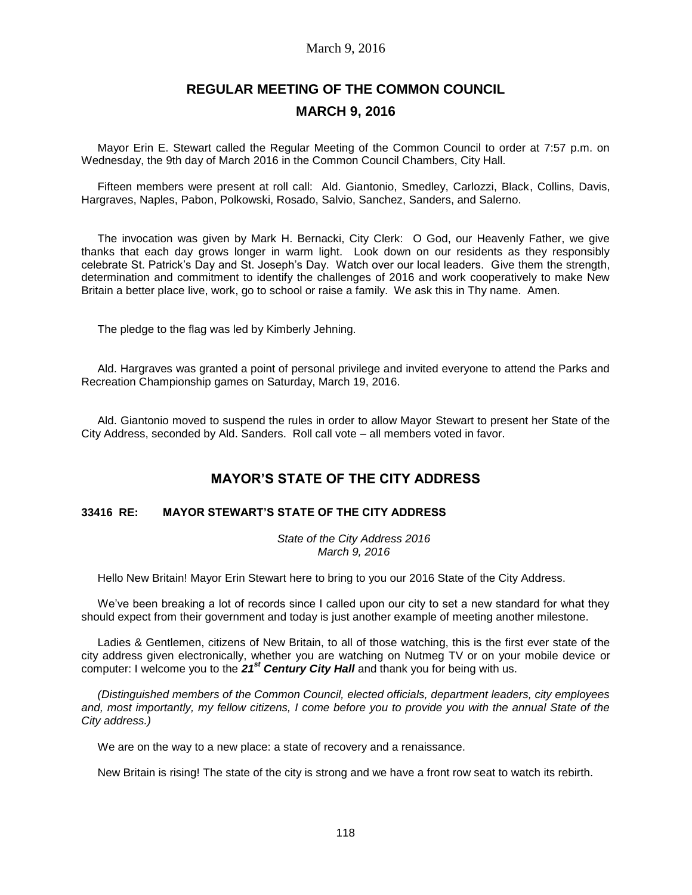# REGULAR MEETING OF THE COMMON COUNCIL

## MARCH 9, 2016

Mayor Erin E. Stewart called the Regular Meeting of the Common Council to order at 7:57 p.m. on Wednesday, the 9th day of March 2016 in the Common Council Chambers, City Hall.

Fifteen members were present at roll call: Ald. Giantonio, Smedley, Carlozzi, Black, Collins, Davis, Hargraves, Naples, Pabon, Polkowski, Rosado, Salvio, Sanchez, Sanders, and Salerno.

The invocation was given by Mark H. Bernacki, City Clerk: O God, our Heavenly Father, we give thanks that each day grows longer in warm light. Look down on our residents as they responsibly celebrate St. Patrick's Day and St. Joseph's Day. Watch over our local leaders. Give them the strength, determination and commitment to identify the challenges of 2016 and work cooperatively to make New Britain a better place live, work, go to school or raise a family. We ask this in Thy name. Amen.

The pledge to the flag was led by Kimberly Jehning.

Ald. Hargraves was granted a point of personal privilege and invited everyone to attend the Parks and Recreation Championship games on Saturday, March 19, 2016.

Ald. Giantonio moved to suspend the rules in order to allow Mayor Stewart to present her State of the City Address, seconded by Ald. Sanders. Roll call vote – all members voted in favor.

## MAYOR'S STATE OF THE CITY ADDRESS

### 33416 RE: MAYOR STEWART'S STATE OF THE CITY ADDRESS

*State of the City Address 2016*
*March 9, 2016*

Hello New Britain! Mayor Erin Stewart here to bring to you our 2016 State of the City Address.

We've been breaking a lot of records since I called upon our city to set a new standard for what they should expect from their government and today is just another example of meeting another milestone.

Ladies & Gentlemen, citizens of New Britain, to all of those watching, this is the first ever state of the city address given electronically, whether you are watching on Nutmeg TV or on your mobile device or computer: I welcome you to the ***21st Century City Hall*** and thank you for being with us.

*(Distinguished members of the Common Council, elected officials, department leaders, city employees and, most importantly, my fellow citizens, I come before you to provide you with the annual State of the City address.)*

We are on the way to a new place: a state of recovery and a renaissance.

New Britain is rising! The state of the city is strong and we have a front row seat to watch its rebirth.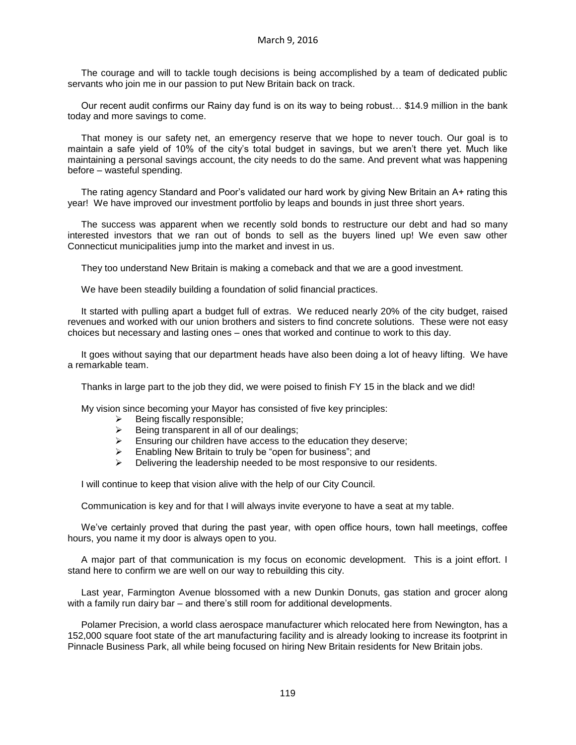The courage and will to tackle tough decisions is being accomplished by a team of dedicated public servants who join me in our passion to put New Britain back on track.

Our recent audit confirms our Rainy day fund is on its way to being robust… $14.9 million in the bank today and more savings to come.

That money is our safety net, an emergency reserve that we hope to never touch. Our goal is to maintain a safe yield of 10% of the city's total budget in savings, but we aren't there yet. Much like maintaining a personal savings account, the city needs to do the same. And prevent what was happening before – wasteful spending.

The rating agency Standard and Poor's validated our hard work by giving New Britain an A+ rating this year! We have improved our investment portfolio by leaps and bounds in just three short years.

The success was apparent when we recently sold bonds to restructure our debt and had so many interested investors that we ran out of bonds to sell as the buyers lined up! We even saw other Connecticut municipalities jump into the market and invest in us.

They too understand New Britain is making a comeback and that we are a good investment.

We have been steadily building a foundation of solid financial practices.

It started with pulling apart a budget full of extras. We reduced nearly 20% of the city budget, raised revenues and worked with our union brothers and sisters to find concrete solutions. These were not easy choices but necessary and lasting ones – ones that worked and continue to work to this day.

It goes without saying that our department heads have also been doing a lot of heavy lifting. We have a remarkable team.

Thanks in large part to the job they did, we were poised to finish FY 15 in the black and we did!

My vision since becoming your Mayor has consisted of five key principles:

- Being fiscally responsible;
- Being transparent in all of our dealings;
- Ensuring our children have access to the education they deserve;
- Enabling New Britain to truly be "open for business"; and
- Delivering the leadership needed to be most responsive to our residents.

I will continue to keep that vision alive with the help of our City Council.

Communication is key and for that I will always invite everyone to have a seat at my table.

We've certainly proved that during the past year, with open office hours, town hall meetings, coffee hours, you name it my door is always open to you.

A major part of that communication is my focus on economic development. This is a joint effort. I stand here to confirm we are well on our way to rebuilding this city.

Last year, Farmington Avenue blossomed with a new Dunkin Donuts, gas station and grocer along with a family run dairy bar – and there's still room for additional developments.

Polamer Precision, a world class aerospace manufacturer which relocated here from Newington, has a 152,000 square foot state of the art manufacturing facility and is already looking to increase its footprint in Pinnacle Business Park, all while being focused on hiring New Britain residents for New Britain jobs.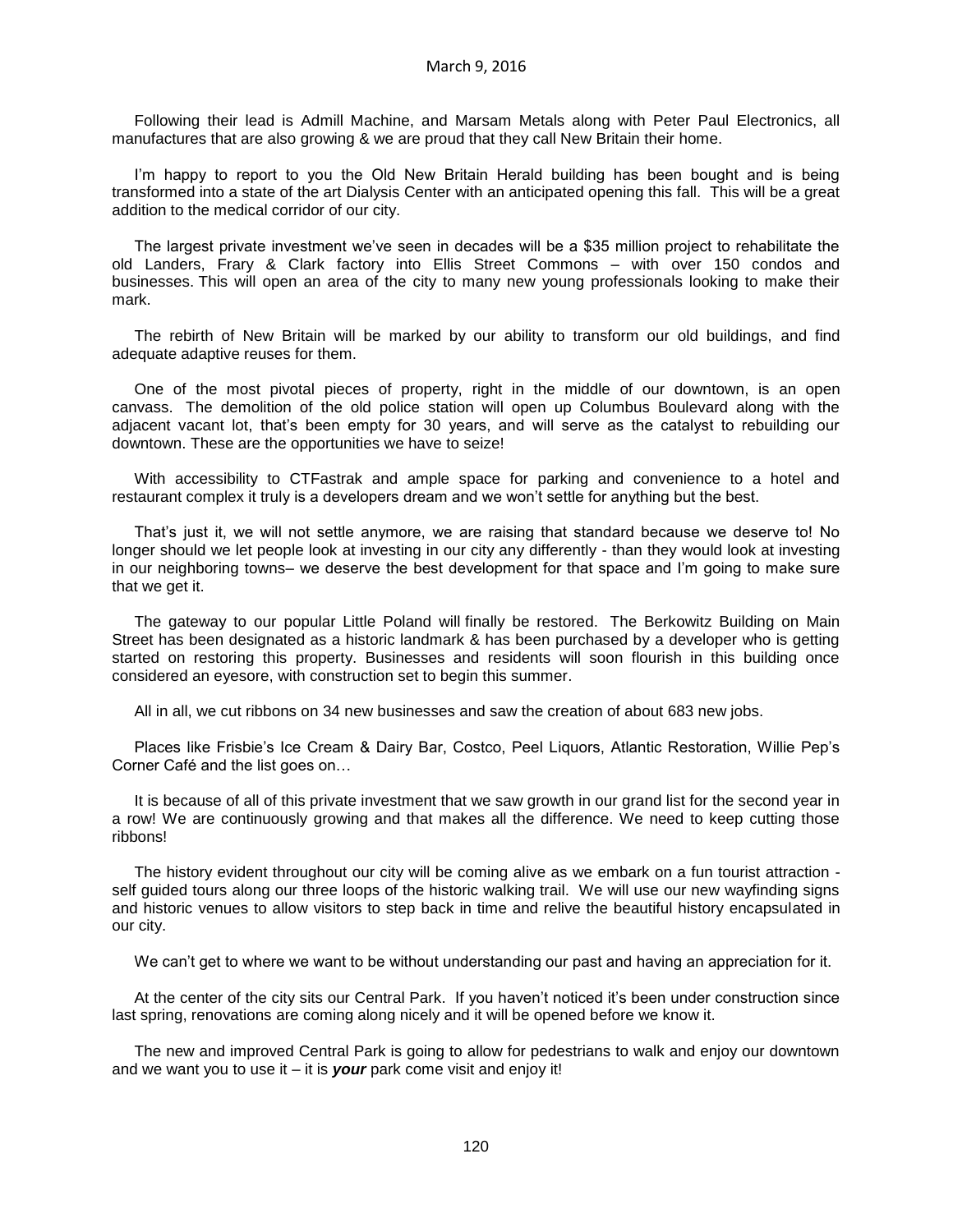Following their lead is Admill Machine, and Marsam Metals along with Peter Paul Electronics, all manufactures that are also growing & we are proud that they call New Britain their home.

I'm happy to report to you the Old New Britain Herald building has been bought and is being transformed into a state of the art Dialysis Center with an anticipated opening this fall. This will be a great addition to the medical corridor of our city.

The largest private investment we've seen in decades will be a $35 million project to rehabilitate the old Landers, Frary & Clark factory into Ellis Street Commons – with over 150 condos and businesses. This will open an area of the city to many new young professionals looking to make their mark.

The rebirth of New Britain will be marked by our ability to transform our old buildings, and find adequate adaptive reuses for them.

One of the most pivotal pieces of property, right in the middle of our downtown, is an open canvass. The demolition of the old police station will open up Columbus Boulevard along with the adjacent vacant lot, that's been empty for 30 years, and will serve as the catalyst to rebuilding our downtown. These are the opportunities we have to seize!

With accessibility to CTFastrak and ample space for parking and convenience to a hotel and restaurant complex it truly is a developers dream and we won't settle for anything but the best.

That's just it, we will not settle anymore, we are raising that standard because we deserve to! No longer should we let people look at investing in our city any differently - than they would look at investing in our neighboring towns– we deserve the best development for that space and I'm going to make sure that we get it.

The gateway to our popular Little Poland will finally be restored. The Berkowitz Building on Main Street has been designated as a historic landmark & has been purchased by a developer who is getting started on restoring this property. Businesses and residents will soon flourish in this building once considered an eyesore, with construction set to begin this summer.

All in all, we cut ribbons on 34 new businesses and saw the creation of about 683 new jobs.

Places like Frisbie's Ice Cream & Dairy Bar, Costco, Peel Liquors, Atlantic Restoration, Willie Pep's Corner Café and the list goes on…

It is because of all of this private investment that we saw growth in our grand list for the second year in a row! We are continuously growing and that makes all the difference. We need to keep cutting those ribbons!

The history evident throughout our city will be coming alive as we embark on a fun tourist attraction - self guided tours along our three loops of the historic walking trail. We will use our new wayfinding signs and historic venues to allow visitors to step back in time and relive the beautiful history encapsulated in our city.

We can't get to where we want to be without understanding our past and having an appreciation for it.

At the center of the city sits our Central Park. If you haven't noticed it's been under construction since last spring, renovations are coming along nicely and it will be opened before we know it.

The new and improved Central Park is going to allow for pedestrians to walk and enjoy our downtown and we want you to use it – it is ***your*** park come visit and enjoy it!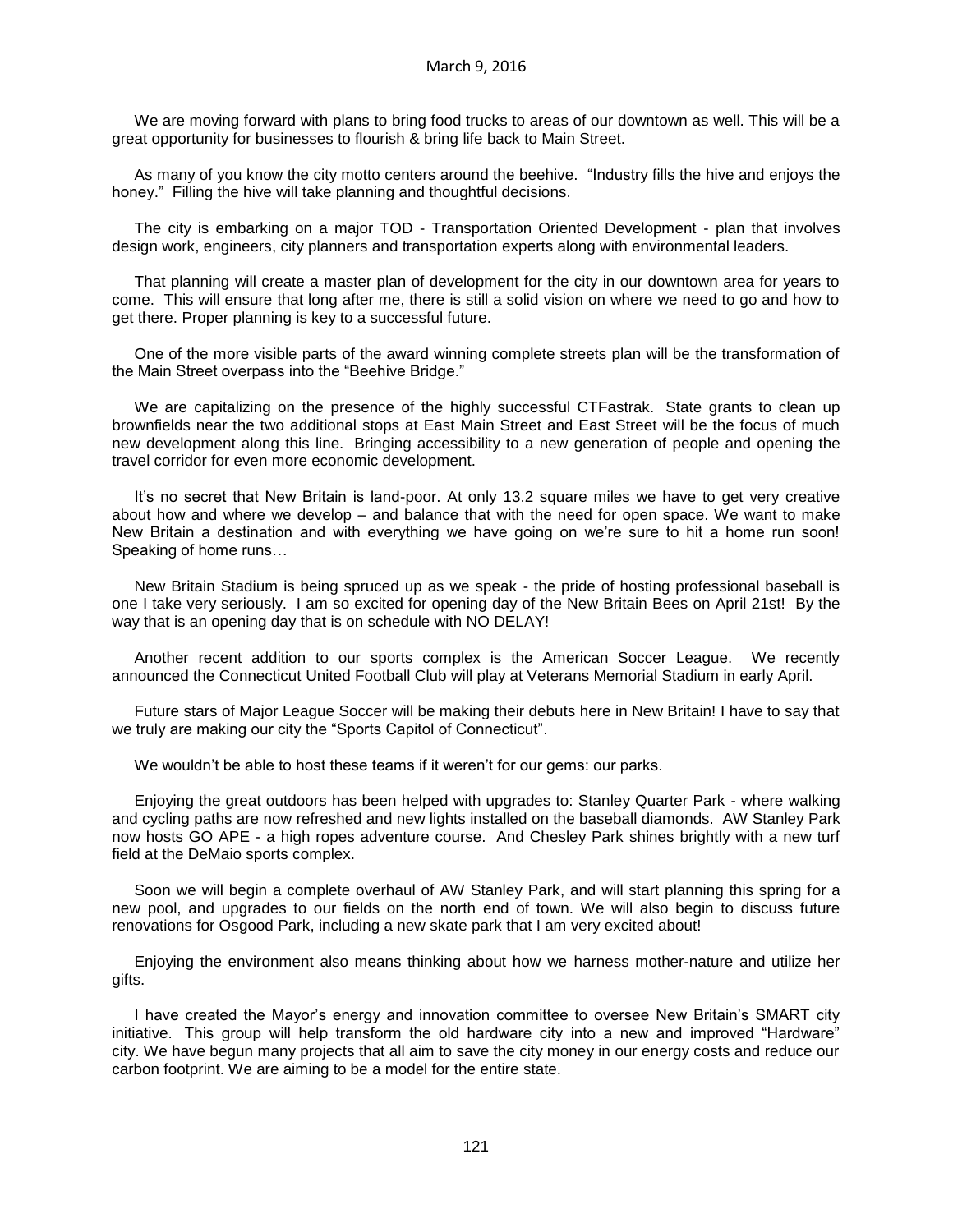We are moving forward with plans to bring food trucks to areas of our downtown as well. This will be a great opportunity for businesses to flourish & bring life back to Main Street.

As many of you know the city motto centers around the beehive. "Industry fills the hive and enjoys the honey." Filling the hive will take planning and thoughtful decisions.

The city is embarking on a major TOD - Transportation Oriented Development - plan that involves design work, engineers, city planners and transportation experts along with environmental leaders.

That planning will create a master plan of development for the city in our downtown area for years to come. This will ensure that long after me, there is still a solid vision on where we need to go and how to get there. Proper planning is key to a successful future.

One of the more visible parts of the award winning complete streets plan will be the transformation of the Main Street overpass into the "Beehive Bridge."

We are capitalizing on the presence of the highly successful CTFastrak. State grants to clean up brownfields near the two additional stops at East Main Street and East Street will be the focus of much new development along this line. Bringing accessibility to a new generation of people and opening the travel corridor for even more economic development.

It's no secret that New Britain is land-poor. At only 13.2 square miles we have to get very creative about how and where we develop – and balance that with the need for open space. We want to make New Britain a destination and with everything we have going on we're sure to hit a home run soon! Speaking of home runs…

New Britain Stadium is being spruced up as we speak - the pride of hosting professional baseball is one I take very seriously. I am so excited for opening day of the New Britain Bees on April 21st! By the way that is an opening day that is on schedule with NO DELAY!

Another recent addition to our sports complex is the American Soccer League. We recently announced the Connecticut United Football Club will play at Veterans Memorial Stadium in early April.

Future stars of Major League Soccer will be making their debuts here in New Britain! I have to say that we truly are making our city the "Sports Capitol of Connecticut".

We wouldn't be able to host these teams if it weren't for our gems: our parks.

Enjoying the great outdoors has been helped with upgrades to: Stanley Quarter Park - where walking and cycling paths are now refreshed and new lights installed on the baseball diamonds. AW Stanley Park now hosts GO APE - a high ropes adventure course. And Chesley Park shines brightly with a new turf field at the DeMaio sports complex.

Soon we will begin a complete overhaul of AW Stanley Park, and will start planning this spring for a new pool, and upgrades to our fields on the north end of town. We will also begin to discuss future renovations for Osgood Park, including a new skate park that I am very excited about!

Enjoying the environment also means thinking about how we harness mother-nature and utilize her gifts.

I have created the Mayor's energy and innovation committee to oversee New Britain's SMART city initiative. This group will help transform the old hardware city into a new and improved "Hardware" city. We have begun many projects that all aim to save the city money in our energy costs and reduce our carbon footprint. We are aiming to be a model for the entire state.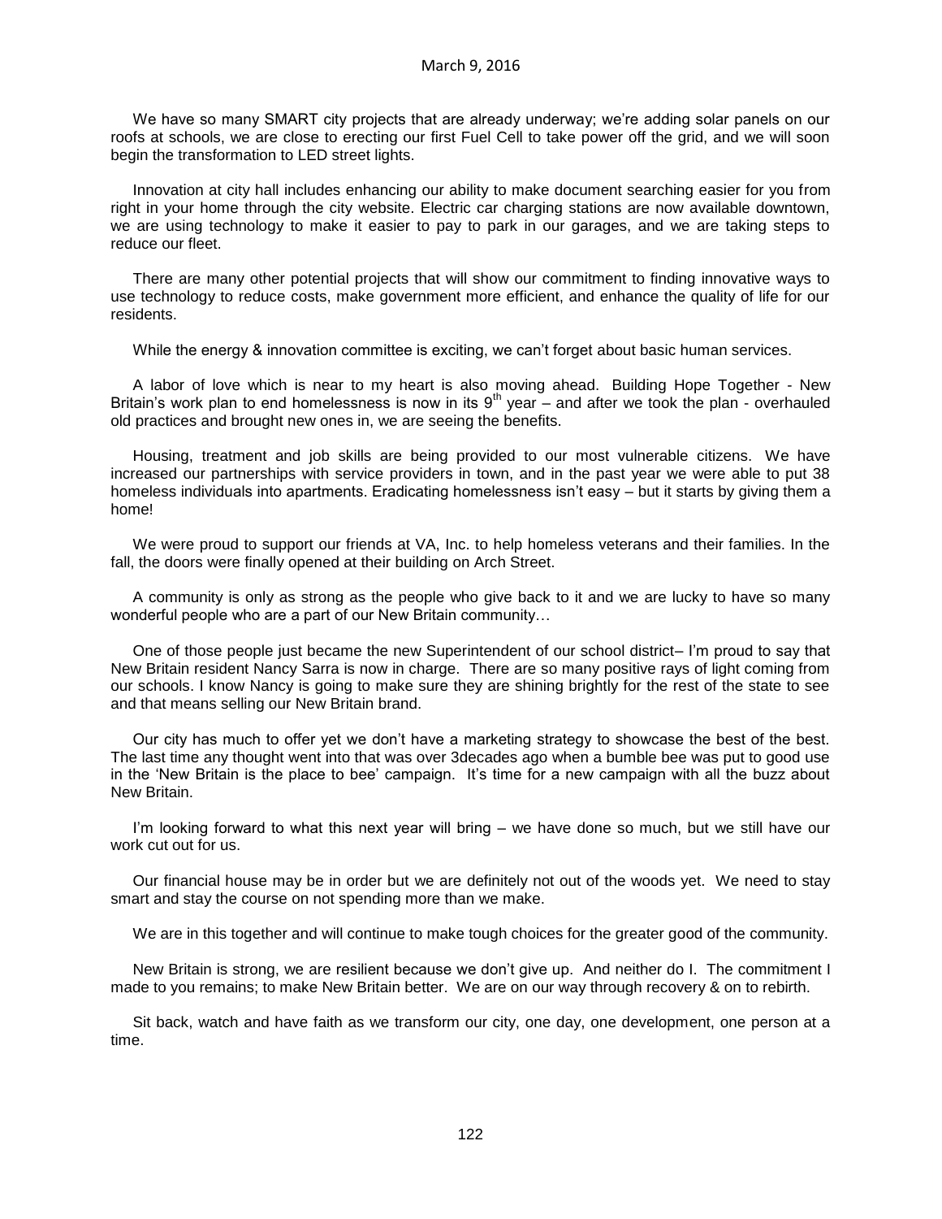We have so many SMART city projects that are already underway; we're adding solar panels on our roofs at schools, we are close to erecting our first Fuel Cell to take power off the grid, and we will soon begin the transformation to LED street lights.

Innovation at city hall includes enhancing our ability to make document searching easier for you from right in your home through the city website. Electric car charging stations are now available downtown, we are using technology to make it easier to pay to park in our garages, and we are taking steps to reduce our fleet.

There are many other potential projects that will show our commitment to finding innovative ways to use technology to reduce costs, make government more efficient, and enhance the quality of life for our residents.

While the energy & innovation committee is exciting, we can't forget about basic human services.

A labor of love which is near to my heart is also moving ahead. Building Hope Together - New Britain's work plan to end homelessness is now in its 9th year – and after we took the plan - overhauled old practices and brought new ones in, we are seeing the benefits.

Housing, treatment and job skills are being provided to our most vulnerable citizens. We have increased our partnerships with service providers in town, and in the past year we were able to put 38 homeless individuals into apartments. Eradicating homelessness isn't easy – but it starts by giving them a home!

We were proud to support our friends at VA, Inc. to help homeless veterans and their families. In the fall, the doors were finally opened at their building on Arch Street.

A community is only as strong as the people who give back to it and we are lucky to have so many wonderful people who are a part of our New Britain community…

One of those people just became the new Superintendent of our school district– I'm proud to say that New Britain resident Nancy Sarra is now in charge. There are so many positive rays of light coming from our schools. I know Nancy is going to make sure they are shining brightly for the rest of the state to see and that means selling our New Britain brand.

Our city has much to offer yet we don't have a marketing strategy to showcase the best of the best. The last time any thought went into that was over 3decades ago when a bumble bee was put to good use in the 'New Britain is the place to bee' campaign. It's time for a new campaign with all the buzz about New Britain.

I'm looking forward to what this next year will bring – we have done so much, but we still have our work cut out for us.

Our financial house may be in order but we are definitely not out of the woods yet. We need to stay smart and stay the course on not spending more than we make.

We are in this together and will continue to make tough choices for the greater good of the community.

New Britain is strong, we are resilient because we don't give up. And neither do I. The commitment I made to you remains; to make New Britain better. We are on our way through recovery & on to rebirth.

Sit back, watch and have faith as we transform our city, one day, one development, one person at a time.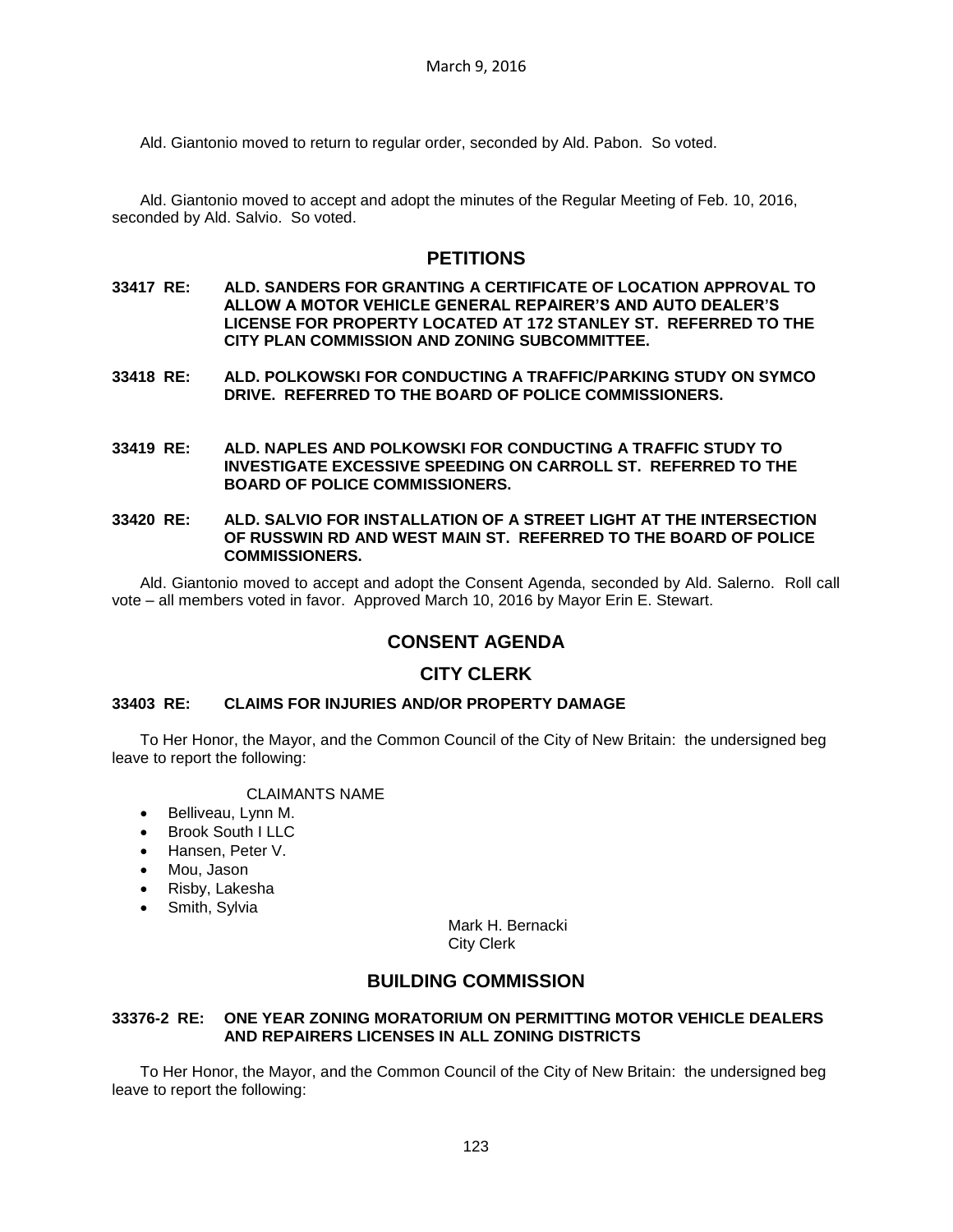March 9, 2016

Ald. Giantonio moved to return to regular order, seconded by Ald. Pabon. So voted.

Ald. Giantonio moved to accept and adopt the minutes of the Regular Meeting of Feb. 10, 2016, seconded by Ald. Salvio. So voted.

## PETITIONS

**33417 RE: ALD. SANDERS FOR GRANTING A CERTIFICATE OF LOCATION APPROVAL TO ALLOW A MOTOR VEHICLE GENERAL REPAIRER'S AND AUTO DEALER'S LICENSE FOR PROPERTY LOCATED AT 172 STANLEY ST. REFERRED TO THE CITY PLAN COMMISSION AND ZONING SUBCOMMITTEE.**

**33418 RE: ALD. POLKOWSKI FOR CONDUCTING A TRAFFIC/PARKING STUDY ON SYMCO DRIVE. REFERRED TO THE BOARD OF POLICE COMMISSIONERS.**

**33419 RE: ALD. NAPLES AND POLKOWSKI FOR CONDUCTING A TRAFFIC STUDY TO INVESTIGATE EXCESSIVE SPEEDING ON CARROLL ST. REFERRED TO THE BOARD OF POLICE COMMISSIONERS.**

**33420 RE: ALD. SALVIO FOR INSTALLATION OF A STREET LIGHT AT THE INTERSECTION OF RUSSWIN RD AND WEST MAIN ST. REFERRED TO THE BOARD OF POLICE COMMISSIONERS.**

Ald. Giantonio moved to accept and adopt the Consent Agenda, seconded by Ald. Salerno. Roll call vote – all members voted in favor. Approved March 10, 2016 by Mayor Erin E. Stewart.

## CONSENT AGENDA

## CITY CLERK

**33403 RE: CLAIMS FOR INJURIES AND/OR PROPERTY DAMAGE**

To Her Honor, the Mayor, and the Common Council of the City of New Britain: the undersigned beg leave to report the following:

CLAIMANTS NAME

- Belliveau, Lynn M.
- Brook South I LLC
- Hansen, Peter V.
- Mou, Jason
- Risby, Lakesha
- Smith, Sylvia

Mark H. Bernacki
City Clerk

## BUILDING COMMISSION

**33376-2 RE: ONE YEAR ZONING MORATORIUM ON PERMITTING MOTOR VEHICLE DEALERS AND REPAIRERS LICENSES IN ALL ZONING DISTRICTS**

To Her Honor, the Mayor, and the Common Council of the City of New Britain: the undersigned beg leave to report the following: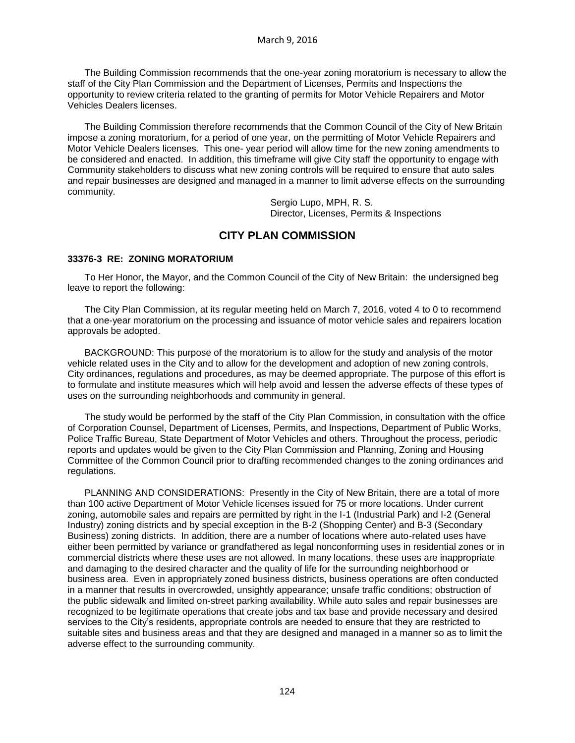The Building Commission recommends that the one-year zoning moratorium is necessary to allow the staff of the City Plan Commission and the Department of Licenses, Permits and Inspections the opportunity to review criteria related to the granting of permits for Motor Vehicle Repairers and Motor Vehicles Dealers licenses.

The Building Commission therefore recommends that the Common Council of the City of New Britain impose a zoning moratorium, for a period of one year, on the permitting of Motor Vehicle Repairers and Motor Vehicle Dealers licenses. This one- year period will allow time for the new zoning amendments to be considered and enacted. In addition, this timeframe will give City staff the opportunity to engage with Community stakeholders to discuss what new zoning controls will be required to ensure that auto sales and repair businesses are designed and managed in a manner to limit adverse effects on the surrounding community.

Sergio Lupo, MPH, R. S.
Director, Licenses, Permits & Inspections

## CITY PLAN COMMISSION

**33376-3 RE: ZONING MORATORIUM**

To Her Honor, the Mayor, and the Common Council of the City of New Britain: the undersigned beg leave to report the following:

The City Plan Commission, at its regular meeting held on March 7, 2016, voted 4 to 0 to recommend that a one-year moratorium on the processing and issuance of motor vehicle sales and repairers location approvals be adopted.

BACKGROUND: This purpose of the moratorium is to allow for the study and analysis of the motor vehicle related uses in the City and to allow for the development and adoption of new zoning controls, City ordinances, regulations and procedures, as may be deemed appropriate. The purpose of this effort is to formulate and institute measures which will help avoid and lessen the adverse effects of these types of uses on the surrounding neighborhoods and community in general.

The study would be performed by the staff of the City Plan Commission, in consultation with the office of Corporation Counsel, Department of Licenses, Permits, and Inspections, Department of Public Works, Police Traffic Bureau, State Department of Motor Vehicles and others. Throughout the process, periodic reports and updates would be given to the City Plan Commission and Planning, Zoning and Housing Committee of the Common Council prior to drafting recommended changes to the zoning ordinances and regulations.

PLANNING AND CONSIDERATIONS: Presently in the City of New Britain, there are a total of more than 100 active Department of Motor Vehicle licenses issued for 75 or more locations. Under current zoning, automobile sales and repairs are permitted by right in the I-1 (Industrial Park) and I-2 (General Industry) zoning districts and by special exception in the B-2 (Shopping Center) and B-3 (Secondary Business) zoning districts. In addition, there are a number of locations where auto-related uses have either been permitted by variance or grandfathered as legal nonconforming uses in residential zones or in commercial districts where these uses are not allowed. In many locations, these uses are inappropriate and damaging to the desired character and the quality of life for the surrounding neighborhood or business area. Even in appropriately zoned business districts, business operations are often conducted in a manner that results in overcrowded, unsightly appearance; unsafe traffic conditions; obstruction of the public sidewalk and limited on-street parking availability. While auto sales and repair businesses are recognized to be legitimate operations that create jobs and tax base and provide necessary and desired services to the City's residents, appropriate controls are needed to ensure that they are restricted to suitable sites and business areas and that they are designed and managed in a manner so as to limit the adverse effect to the surrounding community.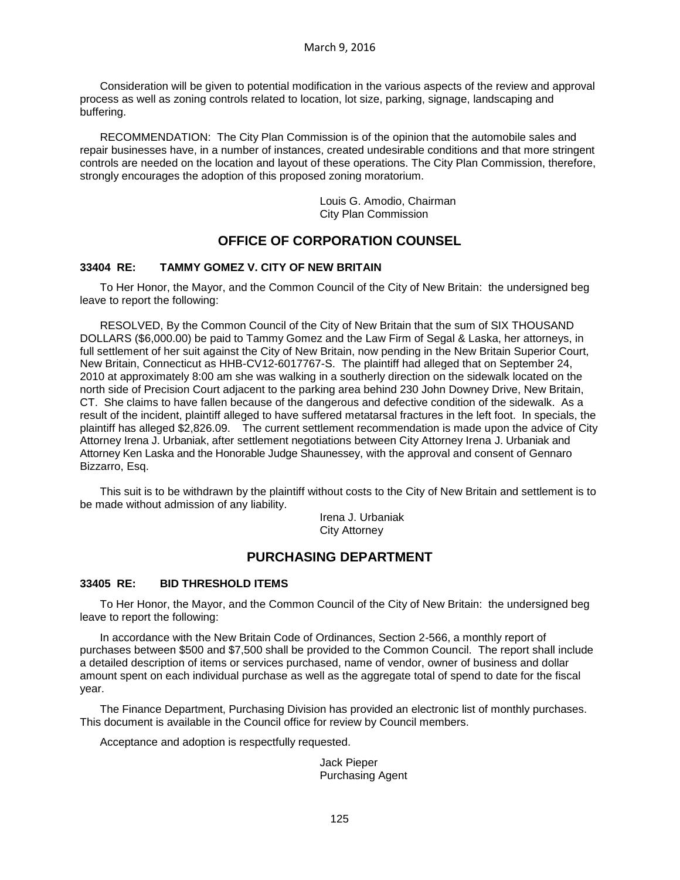Consideration will be given to potential modification in the various aspects of the review and approval process as well as zoning controls related to location, lot size, parking, signage, landscaping and buffering.

RECOMMENDATION: The City Plan Commission is of the opinion that the automobile sales and repair businesses have, in a number of instances, created undesirable conditions and that more stringent controls are needed on the location and layout of these operations. The City Plan Commission, therefore, strongly encourages the adoption of this proposed zoning moratorium.

Louis G. Amodio, Chairman
City Plan Commission

## OFFICE OF CORPORATION COUNSEL

### 33404 RE: TAMMY GOMEZ V. CITY OF NEW BRITAIN

To Her Honor, the Mayor, and the Common Council of the City of New Britain: the undersigned beg leave to report the following:

RESOLVED, By the Common Council of the City of New Britain that the sum of SIX THOUSAND DOLLARS ($6,000.00) be paid to Tammy Gomez and the Law Firm of Segal & Laska, her attorneys, in full settlement of her suit against the City of New Britain, now pending in the New Britain Superior Court, New Britain, Connecticut as HHB-CV12-6017767-S. The plaintiff had alleged that on September 24, 2010 at approximately 8:00 am she was walking in a southerly direction on the sidewalk located on the north side of Precision Court adjacent to the parking area behind 230 John Downey Drive, New Britain, CT. She claims to have fallen because of the dangerous and defective condition of the sidewalk. As a result of the incident, plaintiff alleged to have suffered metatarsal fractures in the left foot. In specials, the plaintiff has alleged $2,826.09. The current settlement recommendation is made upon the advice of City Attorney Irena J. Urbaniak, after settlement negotiations between City Attorney Irena J. Urbaniak and Attorney Ken Laska and the Honorable Judge Shaunessey, with the approval and consent of Gennaro Bizzarro, Esq.

This suit is to be withdrawn by the plaintiff without costs to the City of New Britain and settlement is to be made without admission of any liability.

Irena J. Urbaniak
City Attorney

## PURCHASING DEPARTMENT

### 33405 RE: BID THRESHOLD ITEMS

To Her Honor, the Mayor, and the Common Council of the City of New Britain: the undersigned beg leave to report the following:

In accordance with the New Britain Code of Ordinances, Section 2-566, a monthly report of purchases between $500 and $7,500 shall be provided to the Common Council. The report shall include a detailed description of items or services purchased, name of vendor, owner of business and dollar amount spent on each individual purchase as well as the aggregate total of spend to date for the fiscal year.

The Finance Department, Purchasing Division has provided an electronic list of monthly purchases. This document is available in the Council office for review by Council members.

Acceptance and adoption is respectfully requested.

Jack Pieper
Purchasing Agent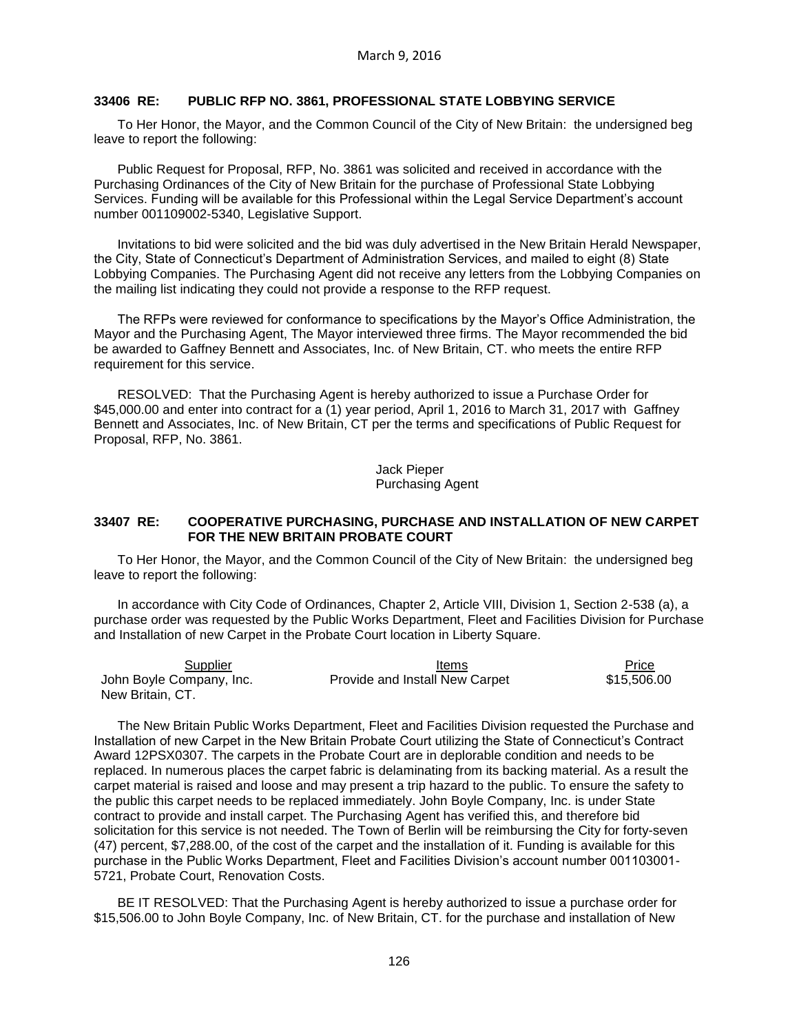March 9, 2016

**33406 RE: PUBLIC RFP NO. 3861, PROFESSIONAL STATE LOBBYING SERVICE**

To Her Honor, the Mayor, and the Common Council of the City of New Britain: the undersigned beg leave to report the following:

Public Request for Proposal, RFP, No. 3861 was solicited and received in accordance with the Purchasing Ordinances of the City of New Britain for the purchase of Professional State Lobbying Services. Funding will be available for this Professional within the Legal Service Department's account number 001109002-5340, Legislative Support.

Invitations to bid were solicited and the bid was duly advertised in the New Britain Herald Newspaper, the City, State of Connecticut's Department of Administration Services, and mailed to eight (8) State Lobbying Companies. The Purchasing Agent did not receive any letters from the Lobbying Companies on the mailing list indicating they could not provide a response to the RFP request.

The RFPs were reviewed for conformance to specifications by the Mayor's Office Administration, the Mayor and the Purchasing Agent, The Mayor interviewed three firms. The Mayor recommended the bid be awarded to Gaffney Bennett and Associates, Inc. of New Britain, CT. who meets the entire RFP requirement for this service.

RESOLVED: That the Purchasing Agent is hereby authorized to issue a Purchase Order for $45,000.00 and enter into contract for a (1) year period, April 1, 2016 to March 31, 2017 with Gaffney Bennett and Associates, Inc. of New Britain, CT per the terms and specifications of Public Request for Proposal, RFP, No. 3861.

Jack Pieper
Purchasing Agent

**33407 RE: COOPERATIVE PURCHASING, PURCHASE AND INSTALLATION OF NEW CARPET FOR THE NEW BRITAIN PROBATE COURT**

To Her Honor, the Mayor, and the Common Council of the City of New Britain: the undersigned beg leave to report the following:

In accordance with City Code of Ordinances, Chapter 2, Article VIII, Division 1, Section 2-538 (a), a purchase order was requested by the Public Works Department, Fleet and Facilities Division for Purchase and Installation of new Carpet in the Probate Court location in Liberty Square.

| Supplier | Items | Price |
|---|---|---|
| John Boyle Company, Inc. New Britain, CT. | Provide and Install New Carpet | $15,506.00 |

The New Britain Public Works Department, Fleet and Facilities Division requested the Purchase and Installation of new Carpet in the New Britain Probate Court utilizing the State of Connecticut's Contract Award 12PSX0307. The carpets in the Probate Court are in deplorable condition and needs to be replaced. In numerous places the carpet fabric is delaminating from its backing material. As a result the carpet material is raised and loose and may present a trip hazard to the public. To ensure the safety to the public this carpet needs to be replaced immediately. John Boyle Company, Inc. is under State contract to provide and install carpet. The Purchasing Agent has verified this, and therefore bid solicitation for this service is not needed. The Town of Berlin will be reimbursing the City for forty-seven (47) percent, $7,288.00, of the cost of the carpet and the installation of it. Funding is available for this purchase in the Public Works Department, Fleet and Facilities Division's account number 001103001-5721, Probate Court, Renovation Costs.

BE IT RESOLVED: That the Purchasing Agent is hereby authorized to issue a purchase order for $15,506.00 to John Boyle Company, Inc. of New Britain, CT. for the purchase and installation of New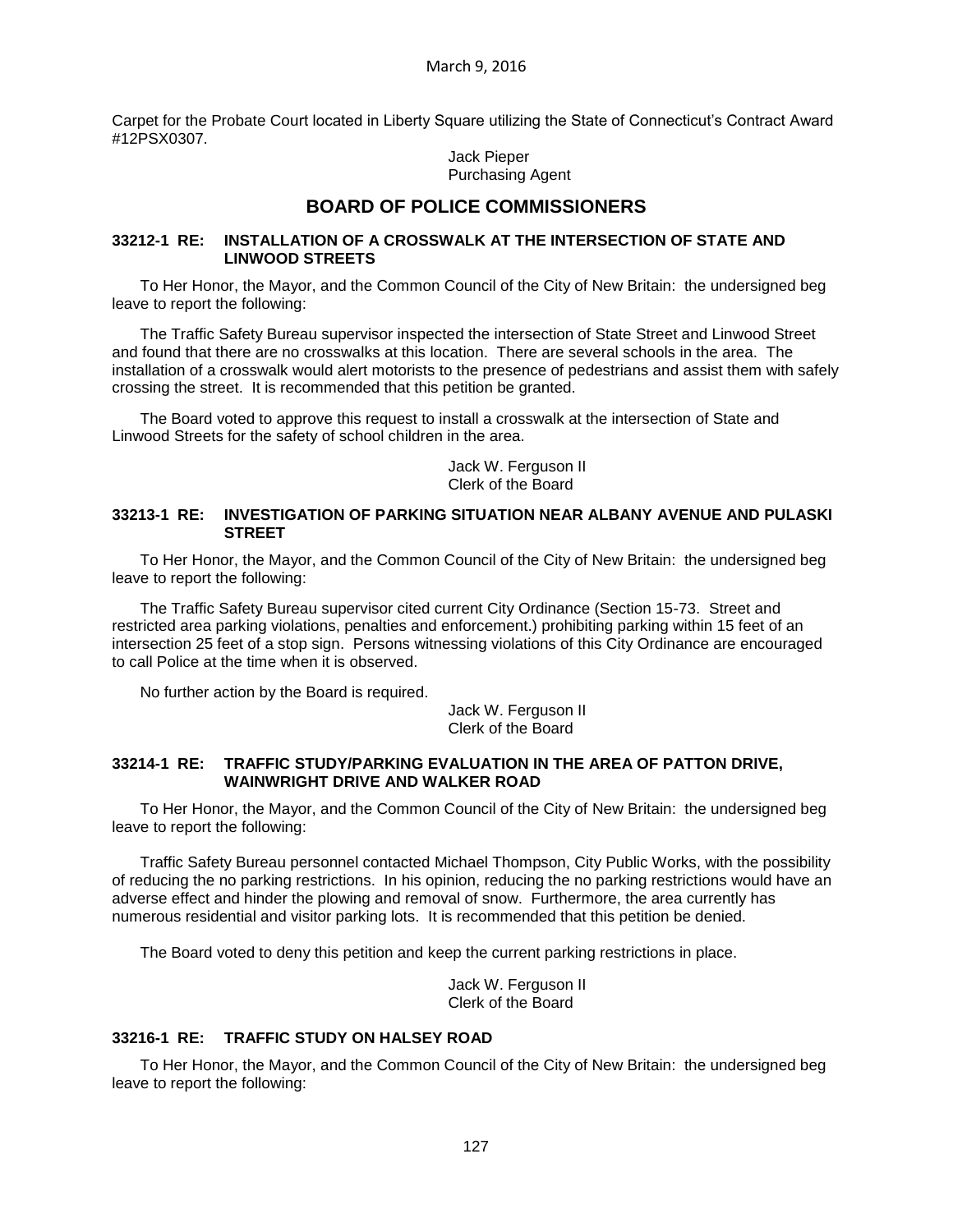Carpet for the Probate Court located in Liberty Square utilizing the State of Connecticut's Contract Award #12PSX0307.

Jack Pieper
Purchasing Agent

## BOARD OF POLICE COMMISSIONERS

### 33212-1 RE: INSTALLATION OF A CROSSWALK AT THE INTERSECTION OF STATE AND LINWOOD STREETS

To Her Honor, the Mayor, and the Common Council of the City of New Britain: the undersigned beg leave to report the following:

The Traffic Safety Bureau supervisor inspected the intersection of State Street and Linwood Street and found that there are no crosswalks at this location. There are several schools in the area. The installation of a crosswalk would alert motorists to the presence of pedestrians and assist them with safely crossing the street. It is recommended that this petition be granted.

The Board voted to approve this request to install a crosswalk at the intersection of State and Linwood Streets for the safety of school children in the area.

Jack W. Ferguson II
Clerk of the Board

### 33213-1 RE: INVESTIGATION OF PARKING SITUATION NEAR ALBANY AVENUE AND PULASKI STREET

To Her Honor, the Mayor, and the Common Council of the City of New Britain: the undersigned beg leave to report the following:

The Traffic Safety Bureau supervisor cited current City Ordinance (Section 15-73. Street and restricted area parking violations, penalties and enforcement.) prohibiting parking within 15 feet of an intersection 25 feet of a stop sign. Persons witnessing violations of this City Ordinance are encouraged to call Police at the time when it is observed.

No further action by the Board is required.

Jack W. Ferguson II
Clerk of the Board

### 33214-1 RE: TRAFFIC STUDY/PARKING EVALUATION IN THE AREA OF PATTON DRIVE, WAINWRIGHT DRIVE AND WALKER ROAD

To Her Honor, the Mayor, and the Common Council of the City of New Britain: the undersigned beg leave to report the following:

Traffic Safety Bureau personnel contacted Michael Thompson, City Public Works, with the possibility of reducing the no parking restrictions. In his opinion, reducing the no parking restrictions would have an adverse effect and hinder the plowing and removal of snow. Furthermore, the area currently has numerous residential and visitor parking lots. It is recommended that this petition be denied.

The Board voted to deny this petition and keep the current parking restrictions in place.

Jack W. Ferguson II
Clerk of the Board

### 33216-1 RE: TRAFFIC STUDY ON HALSEY ROAD

To Her Honor, the Mayor, and the Common Council of the City of New Britain: the undersigned beg leave to report the following: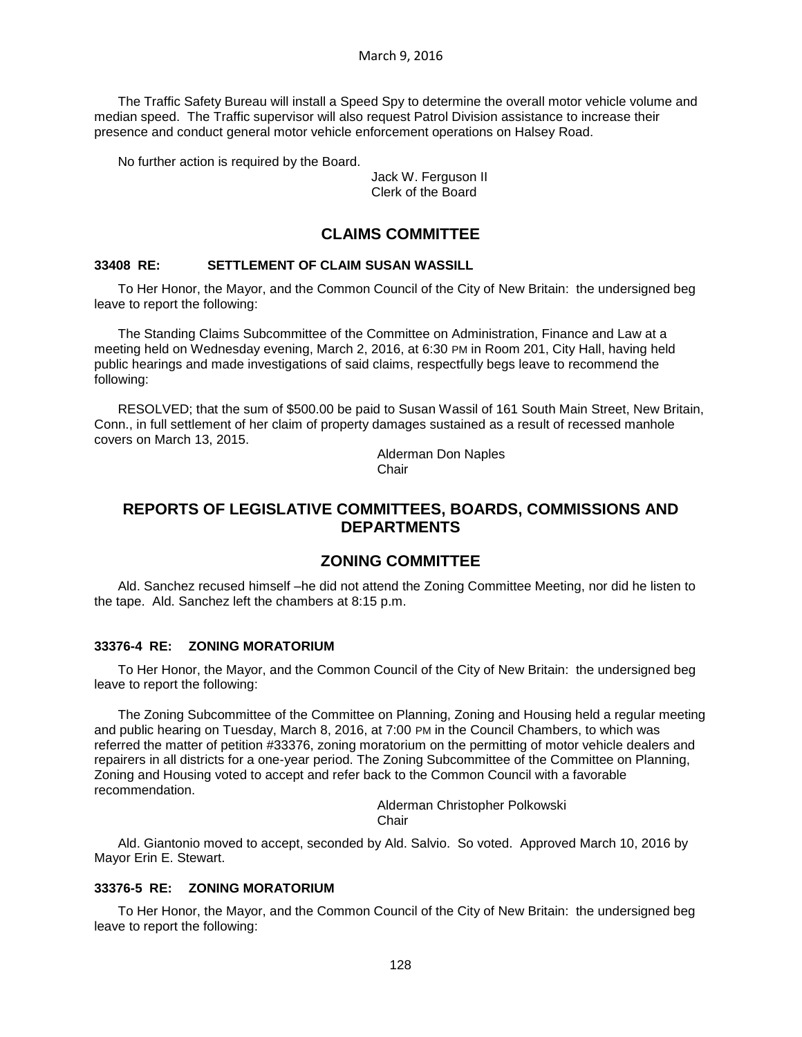The Traffic Safety Bureau will install a Speed Spy to determine the overall motor vehicle volume and median speed. The Traffic supervisor will also request Patrol Division assistance to increase their presence and conduct general motor vehicle enforcement operations on Halsey Road.

No further action is required by the Board.

Jack W. Ferguson II
Clerk of the Board

## CLAIMS COMMITTEE

**33408 RE: SETTLEMENT OF CLAIM SUSAN WASSILL**

To Her Honor, the Mayor, and the Common Council of the City of New Britain: the undersigned beg leave to report the following:

The Standing Claims Subcommittee of the Committee on Administration, Finance and Law at a meeting held on Wednesday evening, March 2, 2016, at 6:30 PM in Room 201, City Hall, having held public hearings and made investigations of said claims, respectfully begs leave to recommend the following:

RESOLVED; that the sum of $500.00 be paid to Susan Wassil of 161 South Main Street, New Britain, Conn., in full settlement of her claim of property damages sustained as a result of recessed manhole covers on March 13, 2015.

Alderman Don Naples
Chair

## REPORTS OF LEGISLATIVE COMMITTEES, BOARDS, COMMISSIONS AND DEPARTMENTS

## ZONING COMMITTEE

Ald. Sanchez recused himself –he did not attend the Zoning Committee Meeting, nor did he listen to the tape. Ald. Sanchez left the chambers at 8:15 p.m.

**33376-4 RE: ZONING MORATORIUM**

To Her Honor, the Mayor, and the Common Council of the City of New Britain: the undersigned beg leave to report the following:

The Zoning Subcommittee of the Committee on Planning, Zoning and Housing held a regular meeting and public hearing on Tuesday, March 8, 2016, at 7:00 PM in the Council Chambers, to which was referred the matter of petition #33376, zoning moratorium on the permitting of motor vehicle dealers and repairers in all districts for a one-year period. The Zoning Subcommittee of the Committee on Planning, Zoning and Housing voted to accept and refer back to the Common Council with a favorable recommendation.

Alderman Christopher Polkowski
Chair

Ald. Giantonio moved to accept, seconded by Ald. Salvio. So voted. Approved March 10, 2016 by Mayor Erin E. Stewart.

**33376-5 RE: ZONING MORATORIUM**

To Her Honor, the Mayor, and the Common Council of the City of New Britain: the undersigned beg leave to report the following: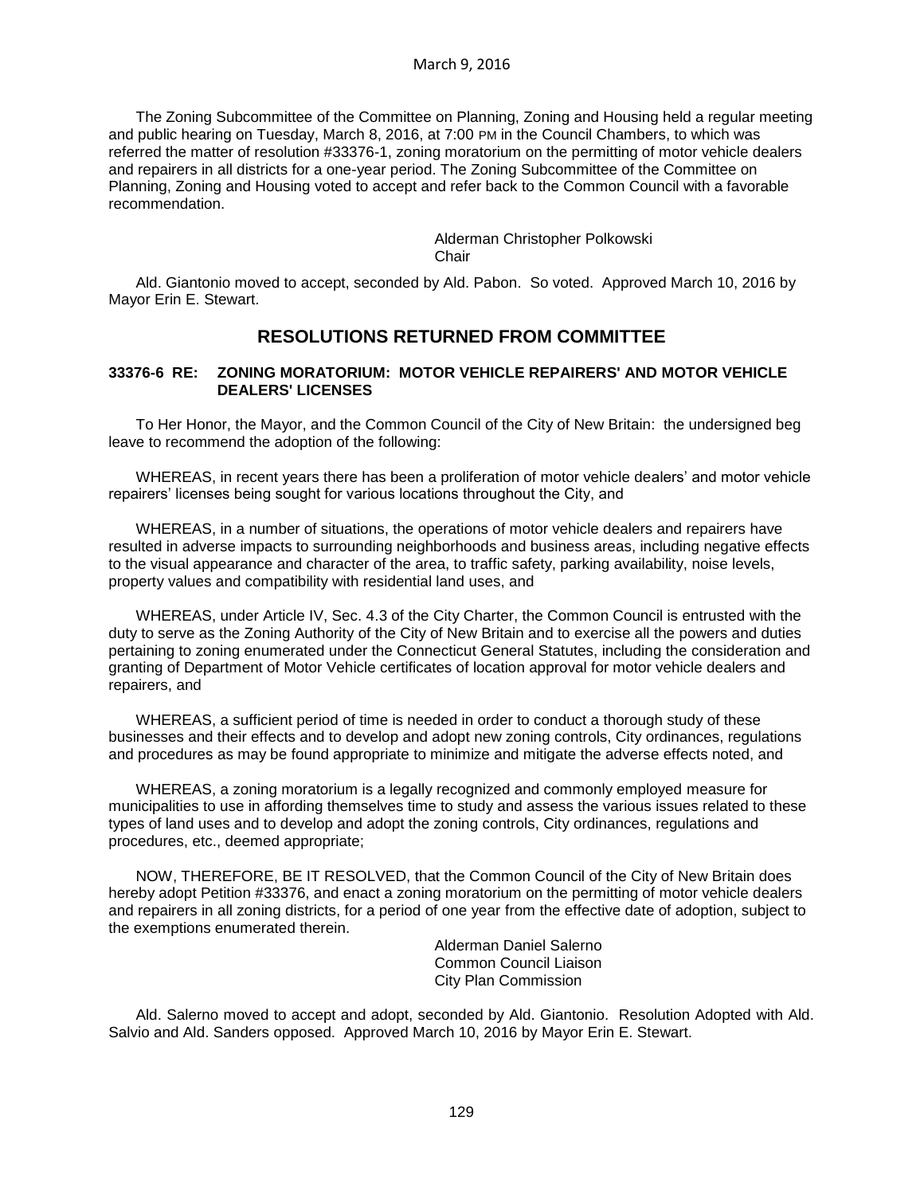The Zoning Subcommittee of the Committee on Planning, Zoning and Housing held a regular meeting and public hearing on Tuesday, March 8, 2016, at 7:00 PM in the Council Chambers, to which was referred the matter of resolution #33376-1, zoning moratorium on the permitting of motor vehicle dealers and repairers in all districts for a one-year period. The Zoning Subcommittee of the Committee on Planning, Zoning and Housing voted to accept and refer back to the Common Council with a favorable recommendation.

Alderman Christopher Polkowski
Chair

Ald. Giantonio moved to accept, seconded by Ald. Pabon. So voted. Approved March 10, 2016 by Mayor Erin E. Stewart.

## RESOLUTIONS RETURNED FROM COMMITTEE

**33376-6 RE: ZONING MORATORIUM: MOTOR VEHICLE REPAIRERS' AND MOTOR VEHICLE DEALERS' LICENSES**

To Her Honor, the Mayor, and the Common Council of the City of New Britain: the undersigned beg leave to recommend the adoption of the following:

WHEREAS, in recent years there has been a proliferation of motor vehicle dealers' and motor vehicle repairers' licenses being sought for various locations throughout the City, and

WHEREAS, in a number of situations, the operations of motor vehicle dealers and repairers have resulted in adverse impacts to surrounding neighborhoods and business areas, including negative effects to the visual appearance and character of the area, to traffic safety, parking availability, noise levels, property values and compatibility with residential land uses, and

WHEREAS, under Article IV, Sec. 4.3 of the City Charter, the Common Council is entrusted with the duty to serve as the Zoning Authority of the City of New Britain and to exercise all the powers and duties pertaining to zoning enumerated under the Connecticut General Statutes, including the consideration and granting of Department of Motor Vehicle certificates of location approval for motor vehicle dealers and repairers, and

WHEREAS, a sufficient period of time is needed in order to conduct a thorough study of these businesses and their effects and to develop and adopt new zoning controls, City ordinances, regulations and procedures as may be found appropriate to minimize and mitigate the adverse effects noted, and

WHEREAS, a zoning moratorium is a legally recognized and commonly employed measure for municipalities to use in affording themselves time to study and assess the various issues related to these types of land uses and to develop and adopt the zoning controls, City ordinances, regulations and procedures, etc., deemed appropriate;

NOW, THEREFORE, BE IT RESOLVED, that the Common Council of the City of New Britain does hereby adopt Petition #33376, and enact a zoning moratorium on the permitting of motor vehicle dealers and repairers in all zoning districts, for a period of one year from the effective date of adoption, subject to the exemptions enumerated therein.

Alderman Daniel Salerno
Common Council Liaison
City Plan Commission

Ald. Salerno moved to accept and adopt, seconded by Ald. Giantonio. Resolution Adopted with Ald. Salvio and Ald. Sanders opposed. Approved March 10, 2016 by Mayor Erin E. Stewart.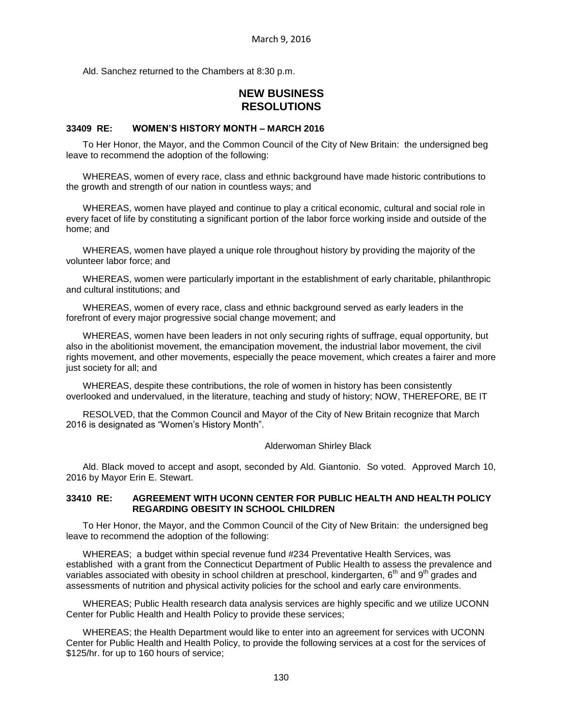Ald. Sanchez returned to the Chambers at 8:30 p.m.

## NEW BUSINESS
## RESOLUTIONS

### 33409 RE: WOMEN'S HISTORY MONTH – MARCH 2016

To Her Honor, the Mayor, and the Common Council of the City of New Britain: the undersigned beg leave to recommend the adoption of the following:

WHEREAS, women of every race, class and ethnic background have made historic contributions to the growth and strength of our nation in countless ways; and

WHEREAS, women have played and continue to play a critical economic, cultural and social role in every facet of life by constituting a significant portion of the labor force working inside and outside of the home; and

WHEREAS, women have played a unique role throughout history by providing the majority of the volunteer labor force; and

WHEREAS, women were particularly important in the establishment of early charitable, philanthropic and cultural institutions; and

WHEREAS, women of every race, class and ethnic background served as early leaders in the forefront of every major progressive social change movement; and

WHEREAS, women have been leaders in not only securing rights of suffrage, equal opportunity, but also in the abolitionist movement, the emancipation movement, the industrial labor movement, the civil rights movement, and other movements, especially the peace movement, which creates a fairer and more just society for all; and

WHEREAS, despite these contributions, the role of women in history has been consistently overlooked and undervalued, in the literature, teaching and study of history; NOW, THEREFORE, BE IT

RESOLVED, that the Common Council and Mayor of the City of New Britain recognize that March 2016 is designated as "Women's History Month".

Alderwoman Shirley Black

Ald. Black moved to accept and asopt, seconded by Ald. Giantonio. So voted. Approved March 10, 2016 by Mayor Erin E. Stewart.

### 33410 RE: AGREEMENT WITH UCONN CENTER FOR PUBLIC HEALTH AND HEALTH POLICY REGARDING OBESITY IN SCHOOL CHILDREN

To Her Honor, the Mayor, and the Common Council of the City of New Britain: the undersigned beg leave to recommend the adoption of the following:

WHEREAS; a budget within special revenue fund #234 Preventative Health Services, was established with a grant from the Connecticut Department of Public Health to assess the prevalence and variables associated with obesity in school children at preschool, kindergarten, 6th and 9th grades and assessments of nutrition and physical activity policies for the school and early care environments.

WHEREAS; Public Health research data analysis services are highly specific and we utilize UCONN Center for Public Health and Health Policy to provide these services;

WHEREAS; the Health Department would like to enter into an agreement for services with UCONN Center for Public Health and Health Policy, to provide the following services at a cost for the services of $125/hr. for up to 160 hours of service;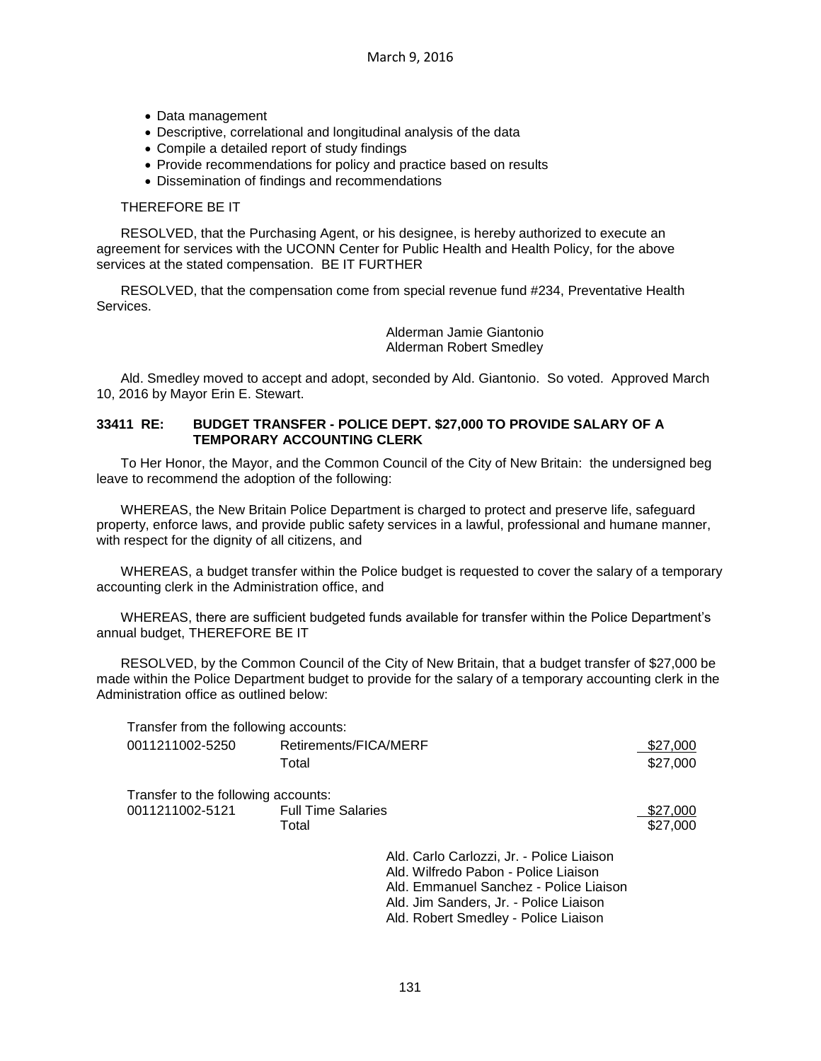- Data management
- Descriptive, correlational and longitudinal analysis of the data
- Compile a detailed report of study findings
- Provide recommendations for policy and practice based on results
- Dissemination of findings and recommendations

THEREFORE BE IT

RESOLVED, that the Purchasing Agent, or his designee, is hereby authorized to execute an agreement for services with the UCONN Center for Public Health and Health Policy, for the above services at the stated compensation. BE IT FURTHER

RESOLVED, that the compensation come from special revenue fund #234, Preventative Health Services.

Alderman Jamie Giantonio
Alderman Robert Smedley

Ald. Smedley moved to accept and adopt, seconded by Ald. Giantonio. So voted. Approved March 10, 2016 by Mayor Erin E. Stewart.

**33411 RE: BUDGET TRANSFER - POLICE DEPT. $27,000 TO PROVIDE SALARY OF A TEMPORARY ACCOUNTING CLERK**

To Her Honor, the Mayor, and the Common Council of the City of New Britain: the undersigned beg leave to recommend the adoption of the following:

WHEREAS, the New Britain Police Department is charged to protect and preserve life, safeguard property, enforce laws, and provide public safety services in a lawful, professional and humane manner, with respect for the dignity of all citizens, and

WHEREAS, a budget transfer within the Police budget is requested to cover the salary of a temporary accounting clerk in the Administration office, and

WHEREAS, there are sufficient budgeted funds available for transfer within the Police Department's annual budget, THEREFORE BE IT

RESOLVED, by the Common Council of the City of New Britain, that a budget transfer of $27,000 be made within the Police Department budget to provide for the salary of a temporary accounting clerk in the Administration office as outlined below:

Transfer from the following accounts:

| | | |
|---|---|---|
| 0011211002-5250 | Retirements/FICA/MERF | $27,000 |
| | Total | $27,000 |

Transfer to the following accounts:

| | | |
|---|---|---|
| 0011211002-5121 | Full Time Salaries | $27,000 |
| | Total | $27,000 |

Ald. Carlo Carlozzi, Jr. - Police Liaison
Ald. Wilfredo Pabon - Police Liaison
Ald. Emmanuel Sanchez - Police Liaison
Ald. Jim Sanders, Jr. - Police Liaison
Ald. Robert Smedley - Police Liaison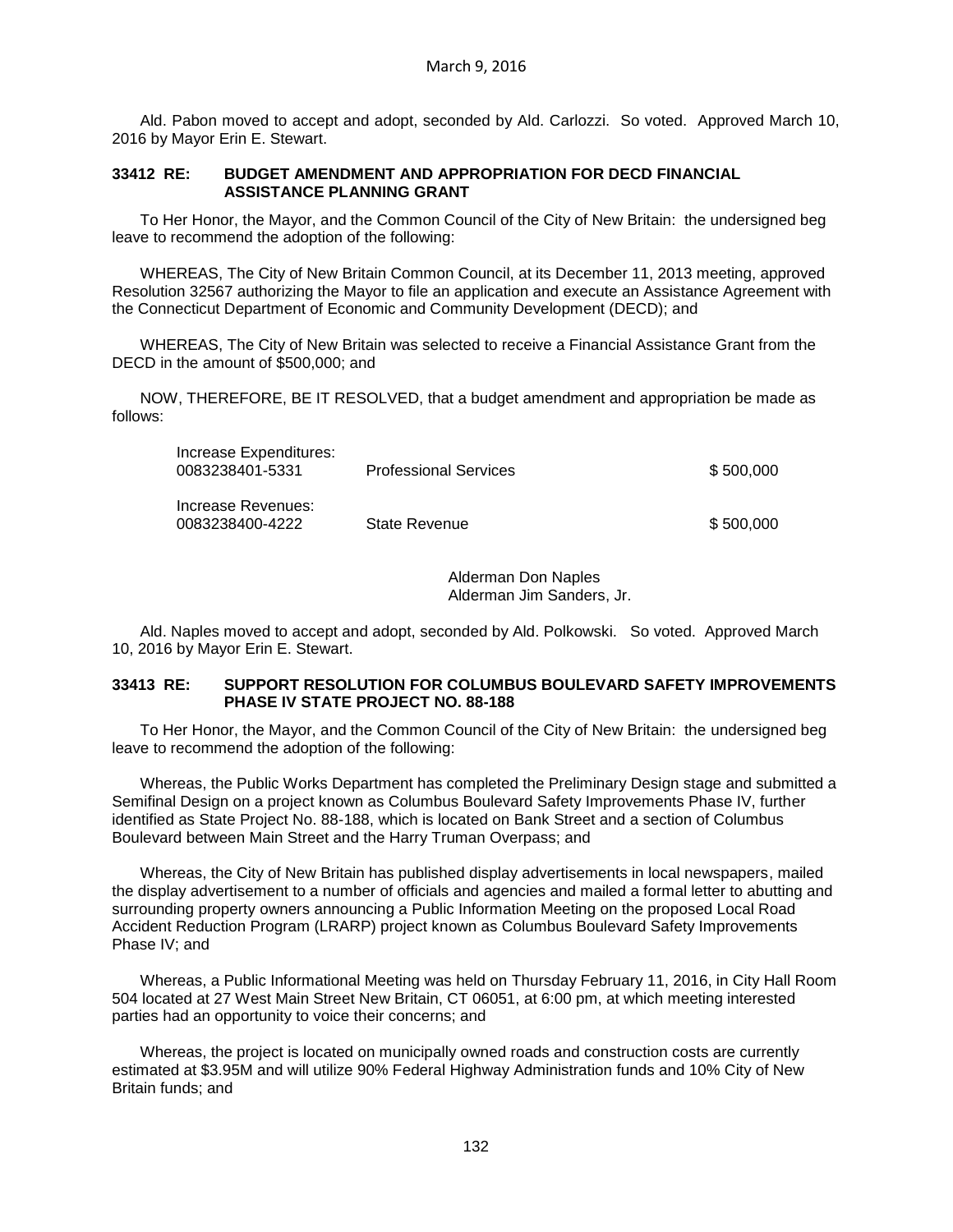Ald. Pabon moved to accept and adopt, seconded by Ald. Carlozzi. So voted. Approved March 10, 2016 by Mayor Erin E. Stewart.

**33412 RE: BUDGET AMENDMENT AND APPROPRIATION FOR DECD FINANCIAL ASSISTANCE PLANNING GRANT**

To Her Honor, the Mayor, and the Common Council of the City of New Britain: the undersigned beg leave to recommend the adoption of the following:

WHEREAS, The City of New Britain Common Council, at its December 11, 2013 meeting, approved Resolution 32567 authorizing the Mayor to file an application and execute an Assistance Agreement with the Connecticut Department of Economic and Community Development (DECD); and

WHEREAS, The City of New Britain was selected to receive a Financial Assistance Grant from the DECD in the amount of $500,000; and

NOW, THEREFORE, BE IT RESOLVED, that a budget amendment and appropriation be made as follows:

| | | |
|---|---|---|
| Increase Expenditures: | | |
| 0083238401-5331 | Professional Services | $ 500,000 |
| Increase Revenues: | | |
| 0083238400-4222 | State Revenue | $ 500,000 |

Alderman Don Naples
Alderman Jim Sanders, Jr.

Ald. Naples moved to accept and adopt, seconded by Ald. Polkowski. So voted. Approved March 10, 2016 by Mayor Erin E. Stewart.

**33413 RE: SUPPORT RESOLUTION FOR COLUMBUS BOULEVARD SAFETY IMPROVEMENTS PHASE IV STATE PROJECT NO. 88-188**

To Her Honor, the Mayor, and the Common Council of the City of New Britain: the undersigned beg leave to recommend the adoption of the following:

Whereas, the Public Works Department has completed the Preliminary Design stage and submitted a Semifinal Design on a project known as Columbus Boulevard Safety Improvements Phase IV, further identified as State Project No. 88-188, which is located on Bank Street and a section of Columbus Boulevard between Main Street and the Harry Truman Overpass; and

Whereas, the City of New Britain has published display advertisements in local newspapers, mailed the display advertisement to a number of officials and agencies and mailed a formal letter to abutting and surrounding property owners announcing a Public Information Meeting on the proposed Local Road Accident Reduction Program (LRARP) project known as Columbus Boulevard Safety Improvements Phase IV; and

Whereas, a Public Informational Meeting was held on Thursday February 11, 2016, in City Hall Room 504 located at 27 West Main Street New Britain, CT 06051, at 6:00 pm, at which meeting interested parties had an opportunity to voice their concerns; and

Whereas, the project is located on municipally owned roads and construction costs are currently estimated at $3.95M and will utilize 90% Federal Highway Administration funds and 10% City of New Britain funds; and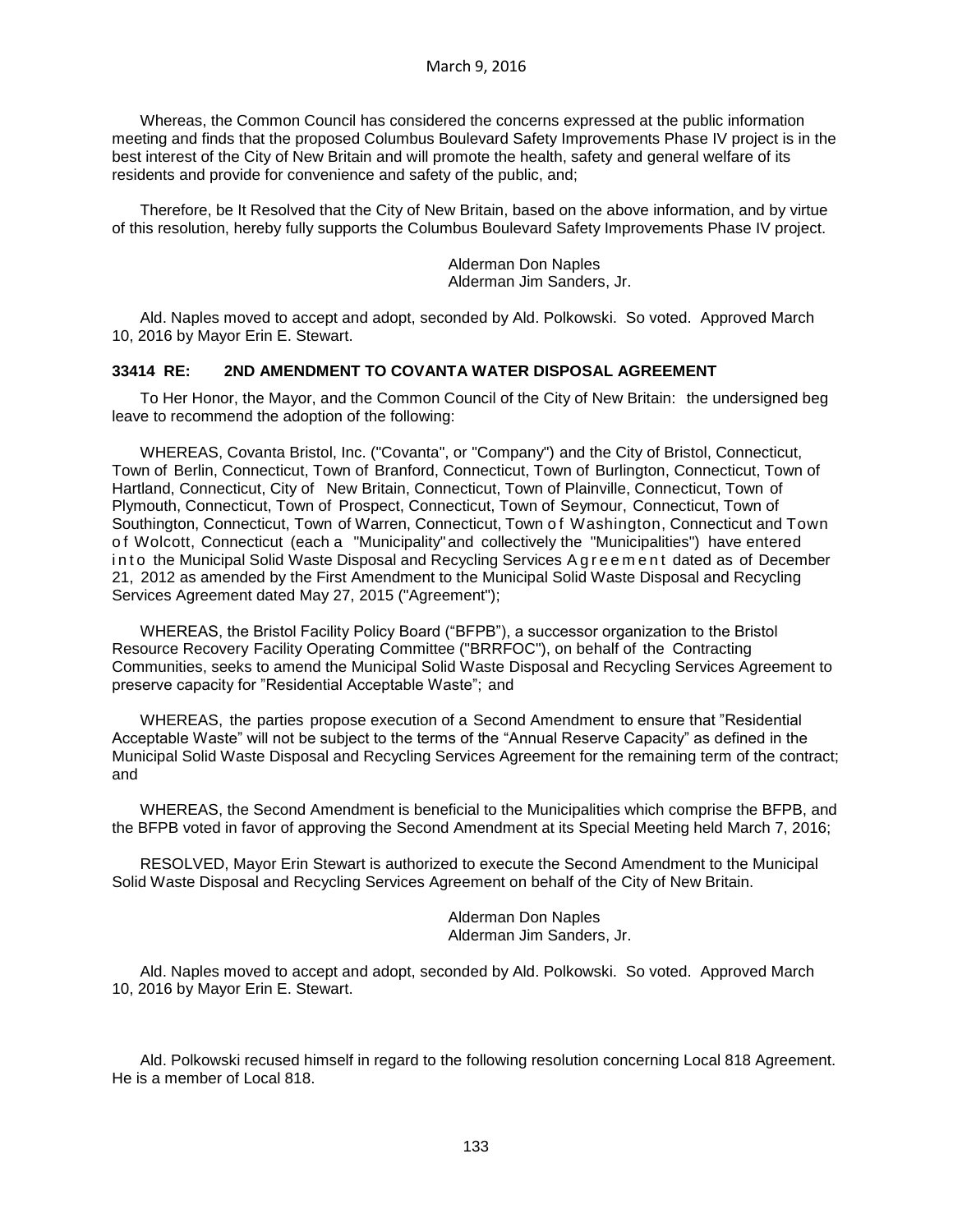Whereas, the Common Council has considered the concerns expressed at the public information meeting and finds that the proposed Columbus Boulevard Safety Improvements Phase IV project is in the best interest of the City of New Britain and will promote the health, safety and general welfare of its residents and provide for convenience and safety of the public, and;

Therefore, be It Resolved that the City of New Britain, based on the above information, and by virtue of this resolution, hereby fully supports the Columbus Boulevard Safety Improvements Phase IV project.

Alderman Don Naples
Alderman Jim Sanders, Jr.

Ald. Naples moved to accept and adopt, seconded by Ald. Polkowski. So voted. Approved March 10, 2016 by Mayor Erin E. Stewart.

**33414 RE: 2ND AMENDMENT TO COVANTA WATER DISPOSAL AGREEMENT**

To Her Honor, the Mayor, and the Common Council of the City of New Britain: the undersigned beg leave to recommend the adoption of the following:

WHEREAS, Covanta Bristol, Inc. ("Covanta", or "Company") and the City of Bristol, Connecticut, Town of Berlin, Connecticut, Town of Branford, Connecticut, Town of Burlington, Connecticut, Town of Hartland, Connecticut, City of New Britain, Connecticut, Town of Plainville, Connecticut, Town of Plymouth, Connecticut, Town of Prospect, Connecticut, Town of Seymour, Connecticut, Town of Southington, Connecticut, Town of Warren, Connecticut, Town of Washington, Connecticut and Town of Wolcott, Connecticut (each a "Municipality" and collectively the "Municipalities") have entered into the Municipal Solid Waste Disposal and Recycling Services Agreement dated as of December 21, 2012 as amended by the First Amendment to the Municipal Solid Waste Disposal and Recycling Services Agreement dated May 27, 2015 ("Agreement");

WHEREAS, the Bristol Facility Policy Board ("BFPB"), a successor organization to the Bristol Resource Recovery Facility Operating Committee ("BRRFOC"), on behalf of the Contracting Communities, seeks to amend the Municipal Solid Waste Disposal and Recycling Services Agreement to preserve capacity for "Residential Acceptable Waste"; and

WHEREAS, the parties propose execution of a Second Amendment to ensure that "Residential Acceptable Waste" will not be subject to the terms of the "Annual Reserve Capacity" as defined in the Municipal Solid Waste Disposal and Recycling Services Agreement for the remaining term of the contract; and

WHEREAS, the Second Amendment is beneficial to the Municipalities which comprise the BFPB, and the BFPB voted in favor of approving the Second Amendment at its Special Meeting held March 7, 2016;

RESOLVED, Mayor Erin Stewart is authorized to execute the Second Amendment to the Municipal Solid Waste Disposal and Recycling Services Agreement on behalf of the City of New Britain.

Alderman Don Naples
Alderman Jim Sanders, Jr.

Ald. Naples moved to accept and adopt, seconded by Ald. Polkowski. So voted. Approved March 10, 2016 by Mayor Erin E. Stewart.

Ald. Polkowski recused himself in regard to the following resolution concerning Local 818 Agreement. He is a member of Local 818.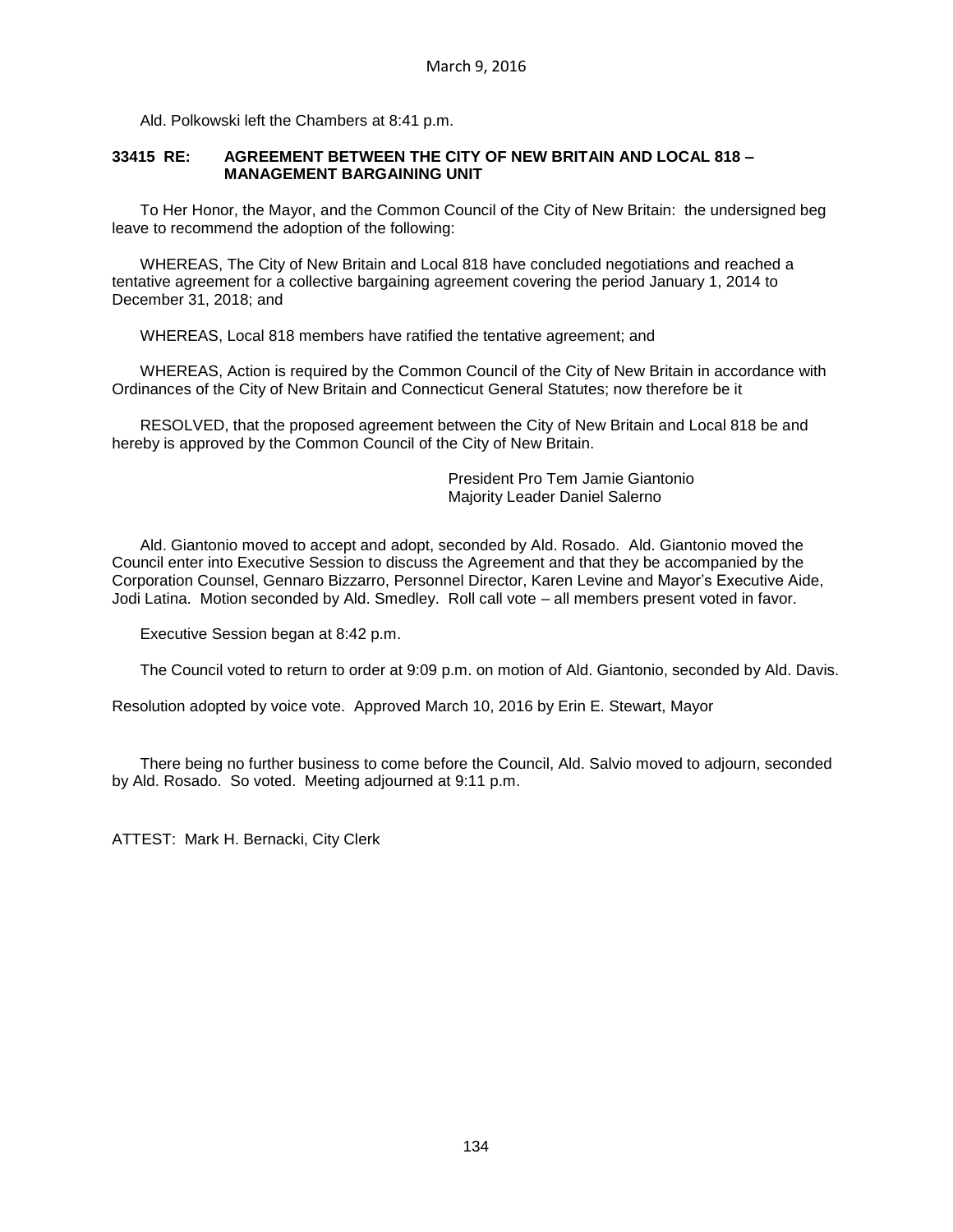Ald. Polkowski left the Chambers at 8:41 p.m.

**33415 RE: AGREEMENT BETWEEN THE CITY OF NEW BRITAIN AND LOCAL 818 – MANAGEMENT BARGAINING UNIT**

To Her Honor, the Mayor, and the Common Council of the City of New Britain: the undersigned beg leave to recommend the adoption of the following:

WHEREAS, The City of New Britain and Local 818 have concluded negotiations and reached a tentative agreement for a collective bargaining agreement covering the period January 1, 2014 to December 31, 2018; and

WHEREAS, Local 818 members have ratified the tentative agreement; and

WHEREAS, Action is required by the Common Council of the City of New Britain in accordance with Ordinances of the City of New Britain and Connecticut General Statutes; now therefore be it

RESOLVED, that the proposed agreement between the City of New Britain and Local 818 be and hereby is approved by the Common Council of the City of New Britain.

President Pro Tem Jamie Giantonio
Majority Leader Daniel Salerno

Ald. Giantonio moved to accept and adopt, seconded by Ald. Rosado. Ald. Giantonio moved the Council enter into Executive Session to discuss the Agreement and that they be accompanied by the Corporation Counsel, Gennaro Bizzarro, Personnel Director, Karen Levine and Mayor's Executive Aide, Jodi Latina. Motion seconded by Ald. Smedley. Roll call vote – all members present voted in favor.

Executive Session began at 8:42 p.m.

The Council voted to return to order at 9:09 p.m. on motion of Ald. Giantonio, seconded by Ald. Davis.

Resolution adopted by voice vote. Approved March 10, 2016 by Erin E. Stewart, Mayor

There being no further business to come before the Council, Ald. Salvio moved to adjourn, seconded by Ald. Rosado. So voted. Meeting adjourned at 9:11 p.m.

ATTEST: Mark H. Bernacki, City Clerk